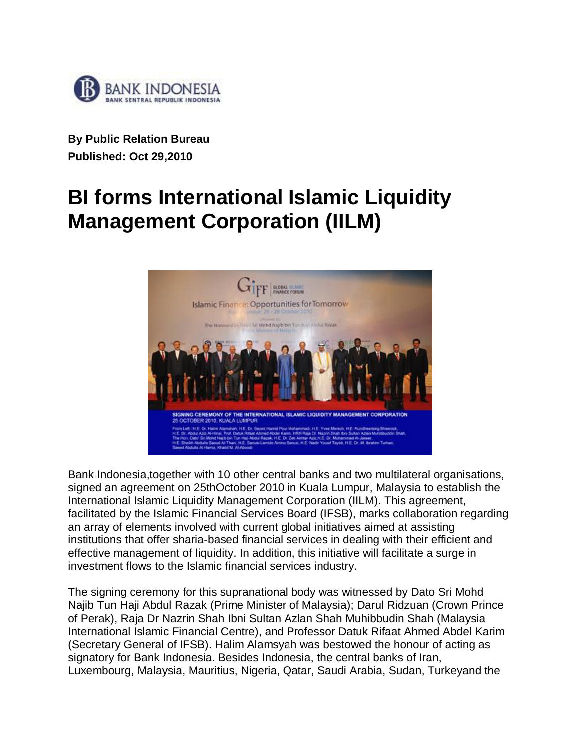**By Public Relation Bureau**
**Published: Oct 29,2010**

# BI forms International Islamic Liquidity Management Corporation (IILM)

Bank Indonesia,together with 10 other central banks and two multilateral organisations, signed an agreement on 25thOctober 2010 in Kuala Lumpur, Malaysia to establish the International Islamic Liquidity Management Corporation (IILM). This agreement, facilitated by the Islamic Financial Services Board (IFSB), marks collaboration regarding an array of elements involved with current global initiatives aimed at assisting institutions that offer sharia-based financial services in dealing with their efficient and effective management of liquidity. In addition, this initiative will facilitate a surge in investment flows to the Islamic financial services industry.

The signing ceremony for this supranational body was witnessed by Dato Sri Mohd Najib Tun Haji Abdul Razak (Prime Minister of Malaysia); Darul Ridzuan (Crown Prince of Perak), Raja Dr Nazrin Shah Ibni Sultan Azlan Shah Muhibbudin Shah (Malaysia International Islamic Financial Centre), and Professor Datuk Rifaat Ahmed Abdel Karim (Secretary General of IFSB). Halim Alamsyah was bestowed the honour of acting as signatory for Bank Indonesia. Besides Indonesia, the central banks of Iran, Luxembourg, Malaysia, Mauritius, Nigeria, Qatar, Saudi Arabia, Sudan, Turkeyand the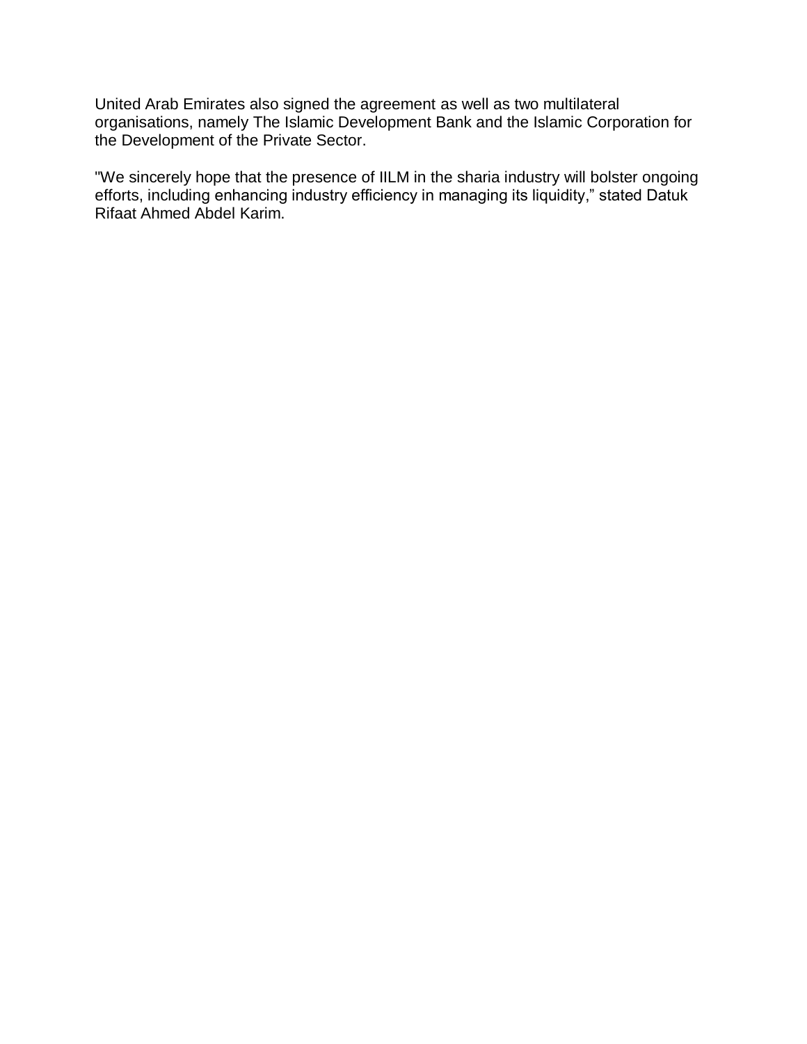United Arab Emirates also signed the agreement as well as two multilateral organisations, namely The Islamic Development Bank and the Islamic Corporation for the Development of the Private Sector.

"We sincerely hope that the presence of IILM in the sharia industry will bolster ongoing efforts, including enhancing industry efficiency in managing its liquidity," stated Datuk Rifaat Ahmed Abdel Karim.